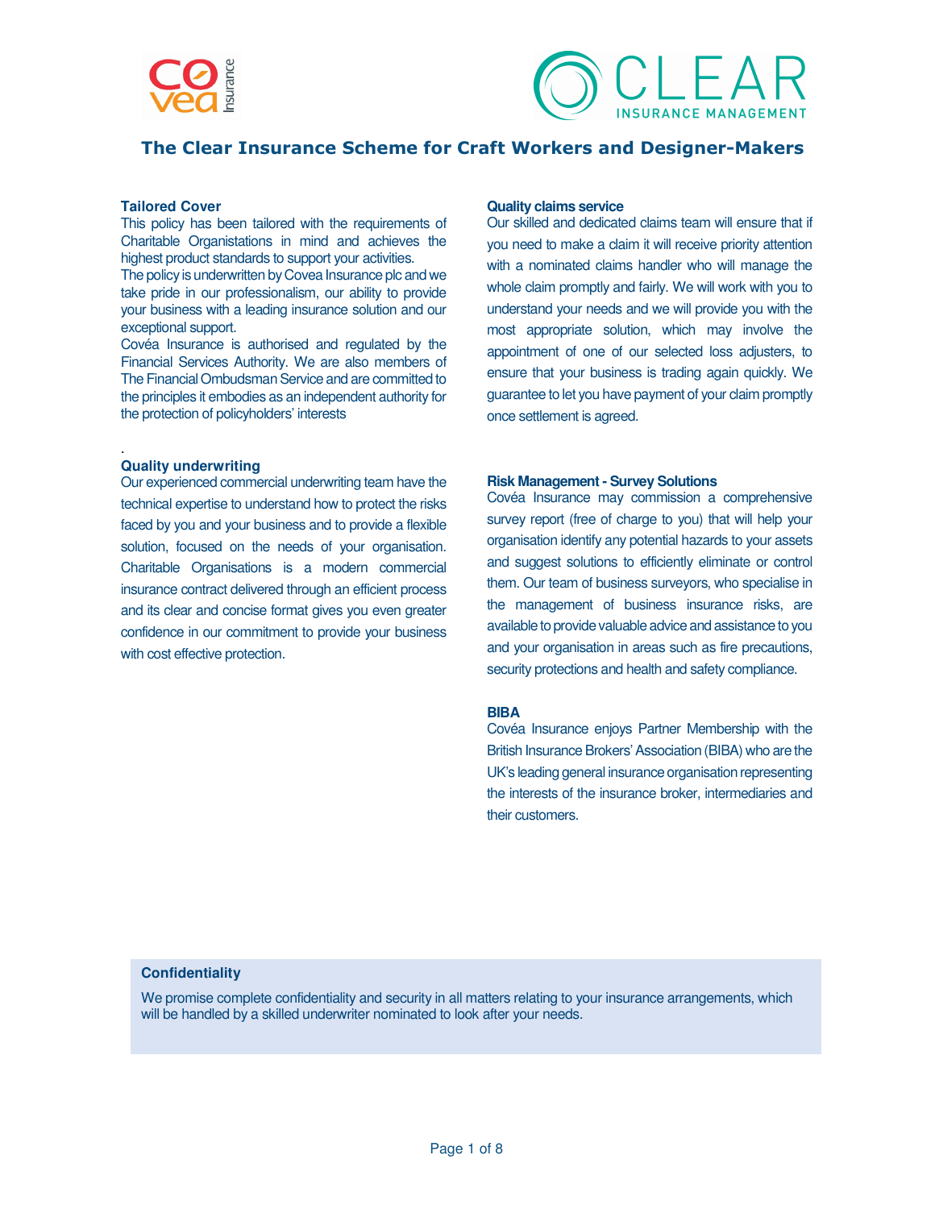# The Clear Insurance Scheme for Craft Workers and Designer-Makers

### Tailored Cover

This policy has been tailored with the requirements of Charitable Organistations in mind and achieves the highest product standards to support your activities.

The policy is underwritten by Covea Insurance plc and we take pride in our professionalism, our ability to provide your business with a leading insurance solution and our exceptional support.

Covéa Insurance is authorised and regulated by the Financial Services Authority. We are also members of The Financial Ombudsman Service and are committed to the principles it embodies as an independent authority for the protection of policyholders' interests

.

### Quality underwriting

Our experienced commercial underwriting team have the technical expertise to understand how to protect the risks faced by you and your business and to provide a flexible solution, focused on the needs of your organisation. Charitable Organisations is a modern commercial insurance contract delivered through an efficient process and its clear and concise format gives you even greater confidence in our commitment to provide your business with cost effective protection.

### Quality claims service

Our skilled and dedicated claims team will ensure that if you need to make a claim it will receive priority attention with a nominated claims handler who will manage the whole claim promptly and fairly. We will work with you to understand your needs and we will provide you with the most appropriate solution, which may involve the appointment of one of our selected loss adjusters, to ensure that your business is trading again quickly. We guarantee to let you have payment of your claim promptly once settlement is agreed.

### Risk Management - Survey Solutions

Covéa Insurance may commission a comprehensive survey report (free of charge to you) that will help your organisation identify any potential hazards to your assets and suggest solutions to efficiently eliminate or control them. Our team of business surveyors, who specialise in the management of business insurance risks, are available to provide valuable advice and assistance to you and your organisation in areas such as fire precautions, security protections and health and safety compliance.

### BIBA

Covéa Insurance enjoys Partner Membership with the British Insurance Brokers' Association (BIBA) who are the UK's leading general insurance organisation representing the interests of the insurance broker, intermediaries and their customers.

### Confidentiality

We promise complete confidentiality and security in all matters relating to your insurance arrangements, which will be handled by a skilled underwriter nominated to look after your needs.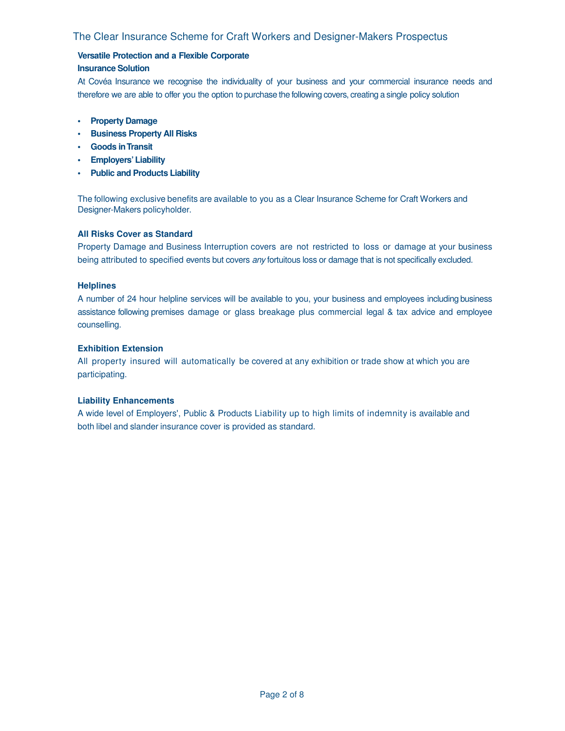**Versatile Protection and a Flexible Corporate Insurance Solution**

At Covéa Insurance we recognise the individuality of your business and your commercial insurance needs and therefore we are able to offer you the option to purchase the following covers, creating a single policy solution

- **Property Damage**
- **Business Property All Risks**
- **Goods in Transit**
- **Employers' Liability**
- **Public and Products Liability**

The following exclusive benefits are available to you as a Clear Insurance Scheme for Craft Workers and Designer-Makers policyholder.

**All Risks Cover as Standard**

Property Damage and Business Interruption covers are not restricted to loss or damage at your business being attributed to specified events but covers *any* fortuitous loss or damage that is not specifically excluded.

**Helplines**

A number of 24 hour helpline services will be available to you, your business and employees including business assistance following premises damage or glass breakage plus commercial legal & tax advice and employee counselling.

**Exhibition Extension**

All property insured will automatically be covered at any exhibition or trade show at which you are participating.

**Liability Enhancements**

A wide level of Employers', Public & Products Liability up to high limits of indemnity is available and both libel and slander insurance cover is provided as standard.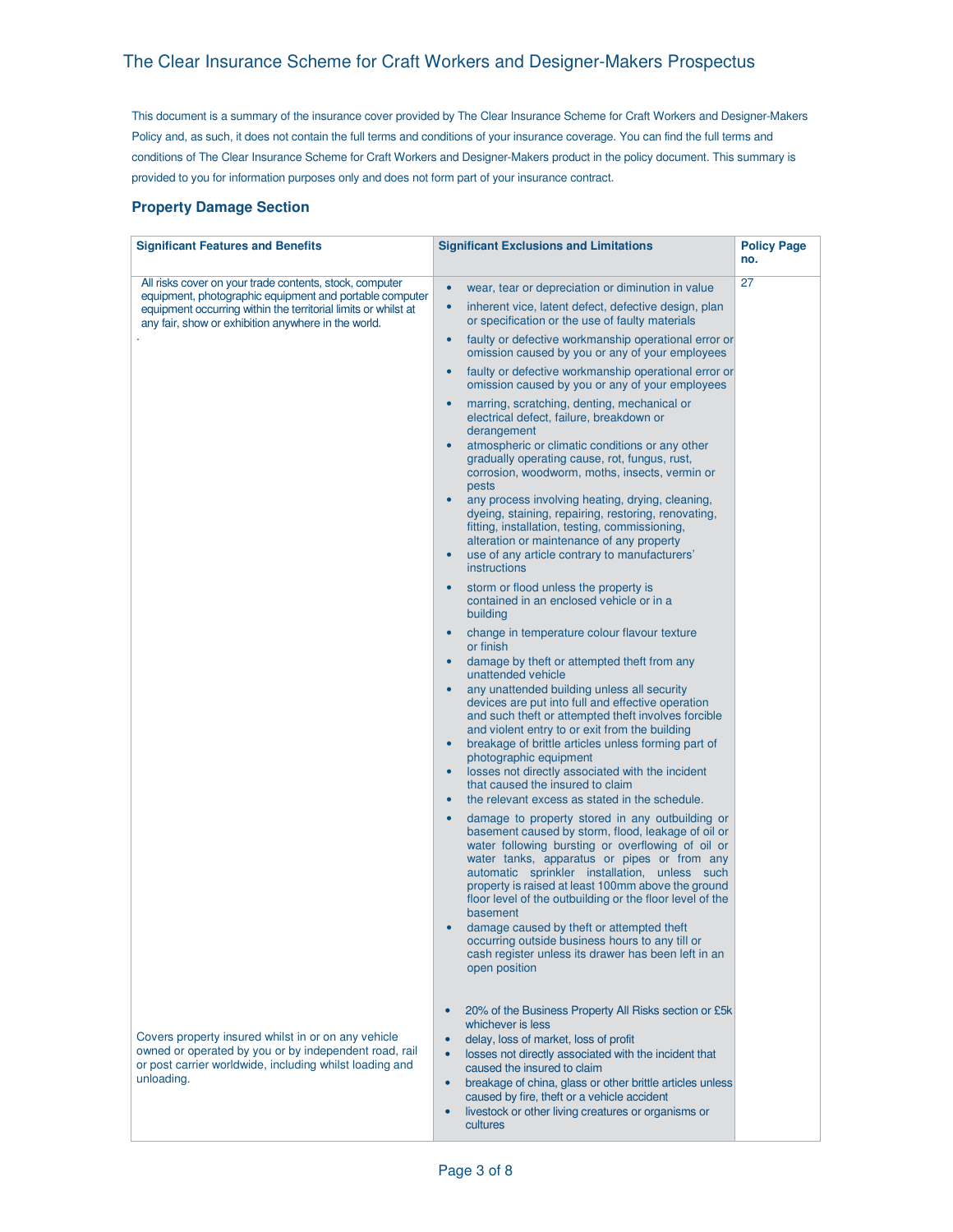This document is a summary of the insurance cover provided by The Clear Insurance Scheme for Craft Workers and Designer-Makers Policy and, as such, it does not contain the full terms and conditions of your insurance coverage. You can find the full terms and conditions of The Clear Insurance Scheme for Craft Workers and Designer-Makers product in the policy document. This summary is provided to you for information purposes only and does not form part of your insurance contract.

### Property Damage Section

| Significant Features and Benefits | Significant Exclusions and Limitations | Policy Page no. |
|---|---|---|
| All risks cover on your trade contents, stock, computer equipment, photographic equipment and portable computer equipment occurring within the territorial limits or whilst at any fair, show or exhibition anywhere in the world.<br>. | • wear, tear or depreciation or diminution in value<br>• inherent vice, latent defect, defective design, plan or specification or the use of faulty materials<br>• faulty or defective workmanship operational error or omission caused by you or any of your employees<br>• faulty or defective workmanship operational error or omission caused by you or any of your employees<br>• marring, scratching, denting, mechanical or electrical defect, failure, breakdown or derangement<br>• atmospheric or climatic conditions or any other gradually operating cause, rot, fungus, rust, corrosion, woodworm, moths, insects, vermin or pests<br>• any process involving heating, drying, cleaning, dyeing, staining, repairing, restoring, renovating, fitting, installation, testing, commissioning, alteration or maintenance of any property<br>• use of any article contrary to manufacturers' instructions<br>• storm or flood unless the property is contained in an enclosed vehicle or in a building<br>• change in temperature colour flavour texture or finish<br>• damage by theft or attempted theft from any unattended vehicle<br>• any unattended building unless all security devices are put into full and effective operation and such theft or attempted theft involves forcible and violent entry to or exit from the building<br>• breakage of brittle articles unless forming part of photographic equipment<br>• losses not directly associated with the incident that caused the insured to claim<br>• the relevant excess as stated in the schedule.<br>• damage to property stored in any outbuilding or basement caused by storm, flood, leakage of oil or water following bursting or overflowing of oil or water tanks, apparatus or pipes or from any automatic sprinkler installation, unless such property is raised at least 100mm above the ground floor level of the outbuilding or the floor level of the basement<br>• damage caused by theft or attempted theft occurring outside business hours to any till or cash register unless its drawer has been left in an open position | 27 |
| Covers property insured whilst in or on any vehicle owned or operated by you or by independent road, rail or post carrier worldwide, including whilst loading and unloading. | • 20% of the Business Property All Risks section or £5k whichever is less<br>• delay, loss of market, loss of profit<br>• losses not directly associated with the incident that caused the insured to claim<br>• breakage of china, glass or other brittle articles unless caused by fire, theft or a vehicle accident<br>• livestock or other living creatures or organisms or cultures | |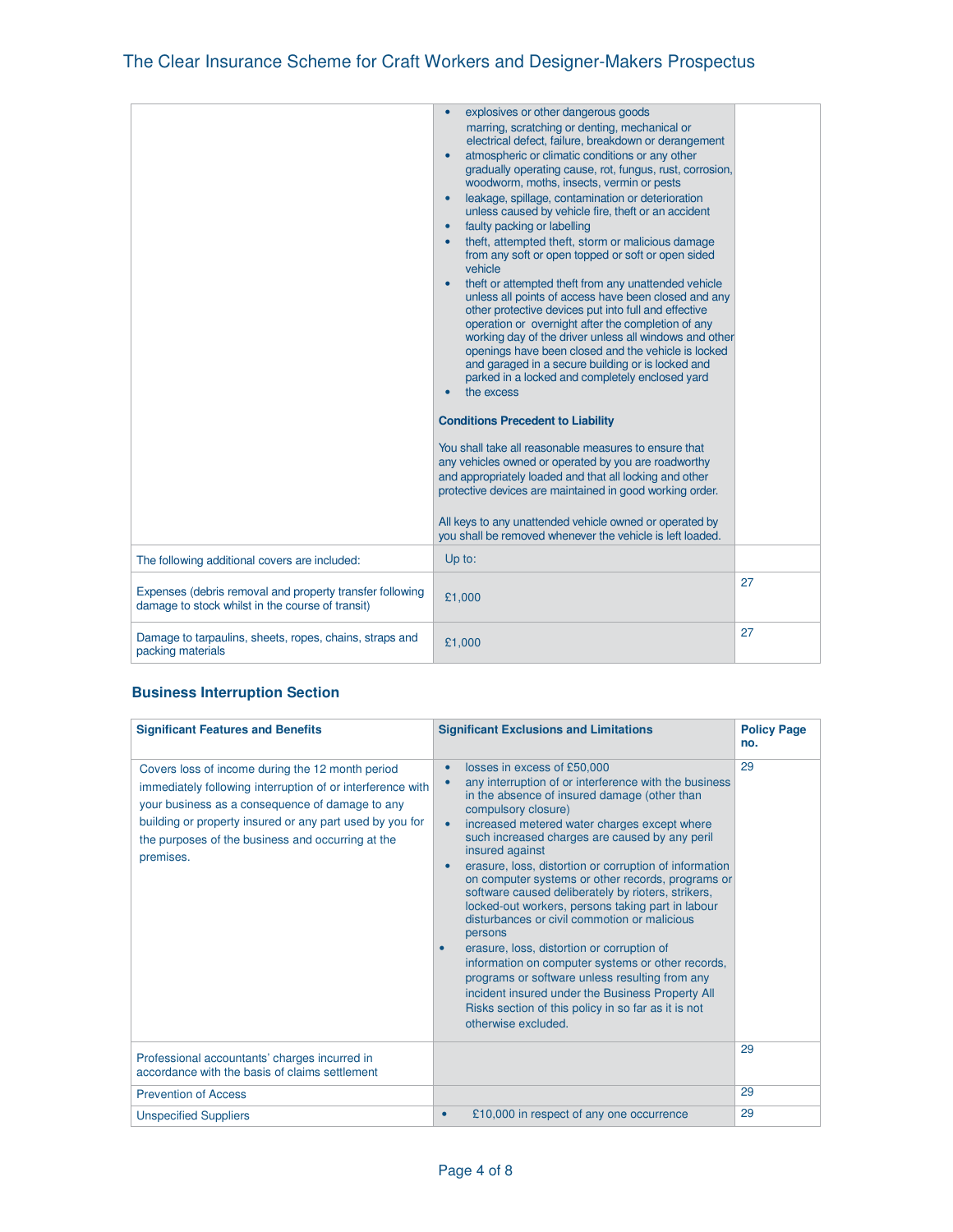| | | |
|---|---|---|
| | • explosives or other dangerous goods<br>marring, scratching or denting, mechanical or electrical defect, failure, breakdown or derangement<br>• atmospheric or climatic conditions or any other gradually operating cause, rot, fungus, rust, corrosion, woodworm, moths, insects, vermin or pests<br>• leakage, spillage, contamination or deterioration unless caused by vehicle fire, theft or an accident<br>• faulty packing or labelling<br>• theft, attempted theft, storm or malicious damage from any soft or open topped or soft or open sided vehicle<br>• theft or attempted theft from any unattended vehicle unless all points of access have been closed and any other protective devices put into full and effective operation or overnight after the completion of any working day of the driver unless all windows and other openings have been closed and the vehicle is locked and garaged in a secure building or is locked and parked in a locked and completely enclosed yard<br>• the excess<br><br>**Conditions Precedent to Liability**<br><br>You shall take all reasonable measures to ensure that any vehicles owned or operated by you are roadworthy and appropriately loaded and that all locking and other protective devices are maintained in good working order.<br><br>All keys to any unattended vehicle owned or operated by you shall be removed whenever the vehicle is left loaded. | |
| The following additional covers are included: | Up to: | |
| Expenses (debris removal and property transfer following damage to stock whilst in the course of transit) | £1,000 | 27 |
| Damage to tarpaulins, sheets, ropes, chains, straps and packing materials | £1,000 | 27 |

### Business Interruption Section

| Significant Features and Benefits | Significant Exclusions and Limitations | Policy Page no. |
|---|---|---|
| Covers loss of income during the 12 month period immediately following interruption of or interference with your business as a consequence of damage to any building or property insured or any part used by you for the purposes of the business and occurring at the premises. | • losses in excess of £50,000<br>• any interruption of or interference with the business in the absence of insured damage (other than compulsory closure)<br>• increased metered water charges except where such increased charges are caused by any peril insured against<br>• erasure, loss, distortion or corruption of information on computer systems or other records, programs or software caused deliberately by rioters, strikers, locked-out workers, persons taking part in labour disturbances or civil commotion or malicious persons<br>• erasure, loss, distortion or corruption of information on computer systems or other records, programs or software unless resulting from any incident insured under the Business Property All Risks section of this policy in so far as it is not otherwise excluded. | 29 |
| Professional accountants' charges incurred in accordance with the basis of claims settlement | | 29 |
| Prevention of Access | | 29 |
| Unspecified Suppliers | • £10,000 in respect of any one occurrence | 29 |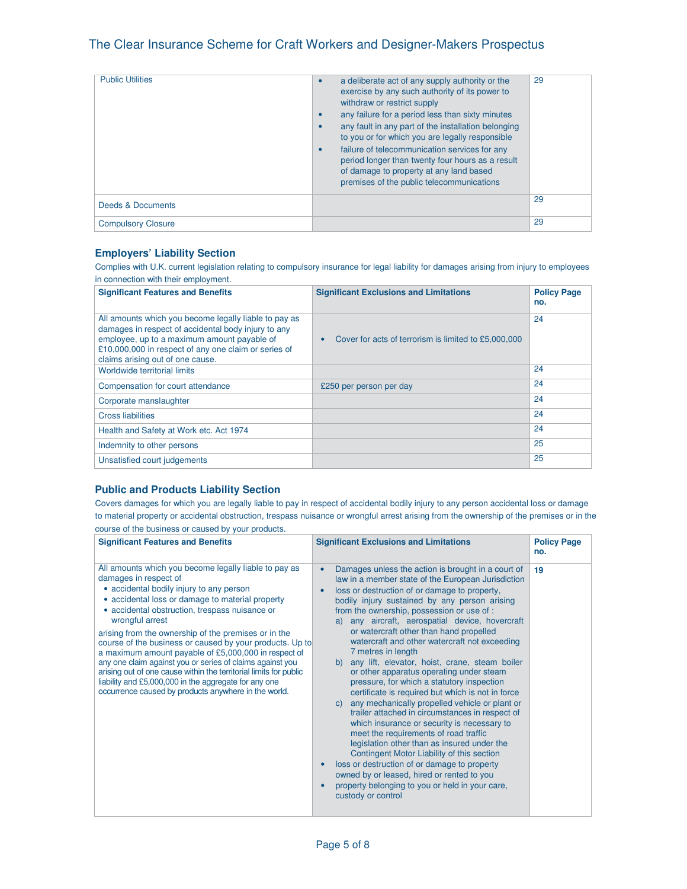| | | |
|---|---|---|
| Public Utilities | • a deliberate act of any supply authority or the exercise by any such authority of its power to withdraw or restrict supply<br>• any failure for a period less than sixty minutes<br>• any fault in any part of the installation belonging to you or for which you are legally responsible<br>• failure of telecommunication services for any period longer than twenty four hours as a result of damage to property at any land based premises of the public telecommunications | 29 |
| Deeds & Documents | | 29 |
| Compulsory Closure | | 29 |

### Employers' Liability Section

Complies with U.K. current legislation relating to compulsory insurance for legal liability for damages arising from injury to employees in connection with their employment.

| Significant Features and Benefits | Significant Exclusions and Limitations | Policy Page no. |
|---|---|---|
| All amounts which you become legally liable to pay as damages in respect of accidental body injury to any employee, up to a maximum amount payable of £10,000,000 in respect of any one claim or series of claims arising out of one cause. | • Cover for acts of terrorism is limited to £5,000,000 | 24 |
| Worldwide territorial limits | | 24 |
| Compensation for court attendance | £250 per person per day | 24 |
| Corporate manslaughter | | 24 |
| Cross liabilities | | 24 |
| Health and Safety at Work etc. Act 1974 | | 24 |
| Indemnity to other persons | | 25 |
| Unsatisfied court judgements | | 25 |

### Public and Products Liability Section

Covers damages for which you are legally liable to pay in respect of accidental bodily injury to any person accidental loss or damage to material property or accidental obstruction, trespass nuisance or wrongful arrest arising from the ownership of the premises or in the course of the business or caused by your products.

| Significant Features and Benefits | Significant Exclusions and Limitations | Policy Page no. |
|---|---|---|
| All amounts which you become legally liable to pay as damages in respect of<br>• accidental bodily injury to any person<br>• accidental loss or damage to material property<br>• accidental obstruction, trespass nuisance or wrongful arrest<br><br>arising from the ownership of the premises or in the course of the business or caused by your products. Up to a maximum amount payable of £5,000,000 in respect of any one claim against you or series of claims against you arising out of one cause within the territorial limits for public liability and £5,000,000 in the aggregate for any one occurrence caused by products anywhere in the world. | • Damages unless the action is brought in a court of law in a member state of the European Jurisdiction<br>• loss or destruction of or damage to property, bodily injury sustained by any person arising from the ownership, possession or use of :<br>a) any aircraft, aerospatial device, hovercraft or watercraft other than hand propelled watercraft and other watercraft not exceeding 7 metres in length<br>b) any lift, elevator, hoist, crane, steam boiler or other apparatus operating under steam pressure, for which a statutory inspection certificate is required but which is not in force<br>c) any mechanically propelled vehicle or plant or trailer attached in circumstances in respect of which insurance or security is necessary to meet the requirements of road traffic legislation other than as insured under the Contingent Motor Liability of this section<br>• loss or destruction of or damage to property owned by or leased, hired or rented to you<br>• property belonging to you or held in your care, custody or control | **19** |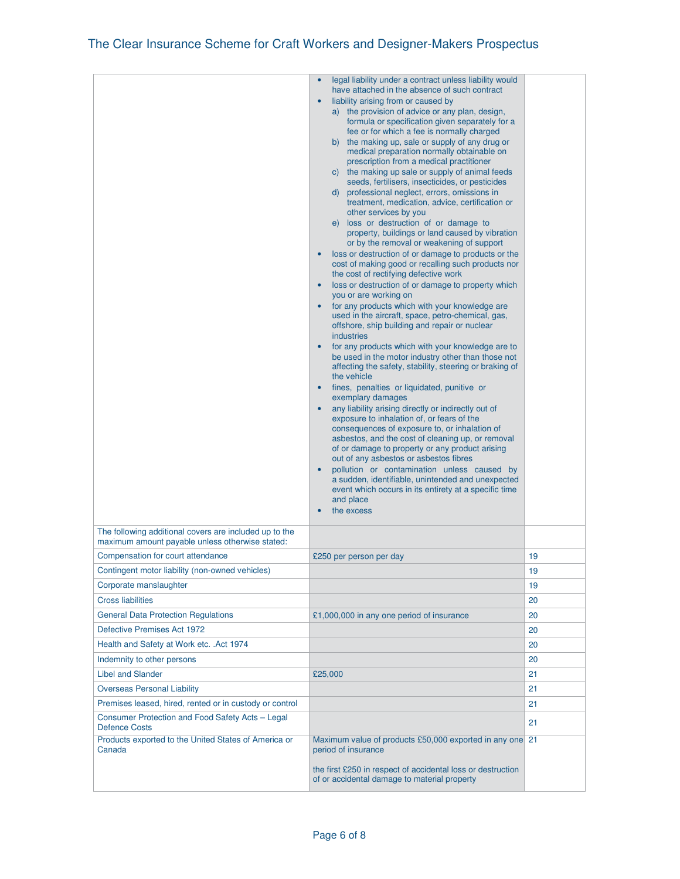| | | |
|---|---|---|
| | • legal liability under a contract unless liability would have attached in the absence of such contract<br>• liability arising from or caused by<br>a) the provision of advice or any plan, design, formula or specification given separately for a fee or for which a fee is normally charged<br>b) the making up, sale or supply of any drug or medical preparation normally obtainable on prescription from a medical practitioner<br>c) the making up sale or supply of animal feeds seeds, fertilisers, insecticides, or pesticides<br>d) professional neglect, errors, omissions in treatment, medication, advice, certification or other services by you<br>e) loss or destruction of or damage to property, buildings or land caused by vibration or by the removal or weakening of support<br>• loss or destruction of or damage to products or the cost of making good or recalling such products nor the cost of rectifying defective work<br>• loss or destruction of or damage to property which you or are working on<br>• for any products which with your knowledge are used in the aircraft, space, petro-chemical, gas, offshore, ship building and repair or nuclear industries<br>• for any products which with your knowledge are to be used in the motor industry other than those not affecting the safety, stability, steering or braking of the vehicle<br>• fines, penalties or liquidated, punitive or exemplary damages<br>• any liability arising directly or indirectly out of exposure to inhalation of, or fears of the consequences of exposure to, or inhalation of asbestos, and the cost of cleaning up, or removal of or damage to property or any product arising out of any asbestos or asbestos fibres<br>• pollution or contamination unless caused by a sudden, identifiable, unintended and unexpected event which occurs in its entirety at a specific time and place<br>• the excess | |
| The following additional covers are included up to the maximum amount payable unless otherwise stated: | | |
| Compensation for court attendance | £250 per person per day | 19 |
| Contingent motor liability (non-owned vehicles) | | 19 |
| Corporate manslaughter | | 19 |
| Cross liabilities | | 20 |
| General Data Protection Regulations | £1,000,000 in any one period of insurance | 20 |
| Defective Premises Act 1972 | | 20 |
| Health and Safety at Work etc. .Act 1974 | | 20 |
| Indemnity to other persons | | 20 |
| Libel and Slander | £25,000 | 21 |
| Overseas Personal Liability | | 21 |
| Premises leased, hired, rented or in custody or control | | 21 |
| Consumer Protection and Food Safety Acts – Legal Defence Costs | | 21 |
| Products exported to the United States of America or Canada | Maximum value of products £50,000 exported in any one period of insurance<br><br>the first £250 in respect of accidental loss or destruction of or accidental damage to material property | 21 |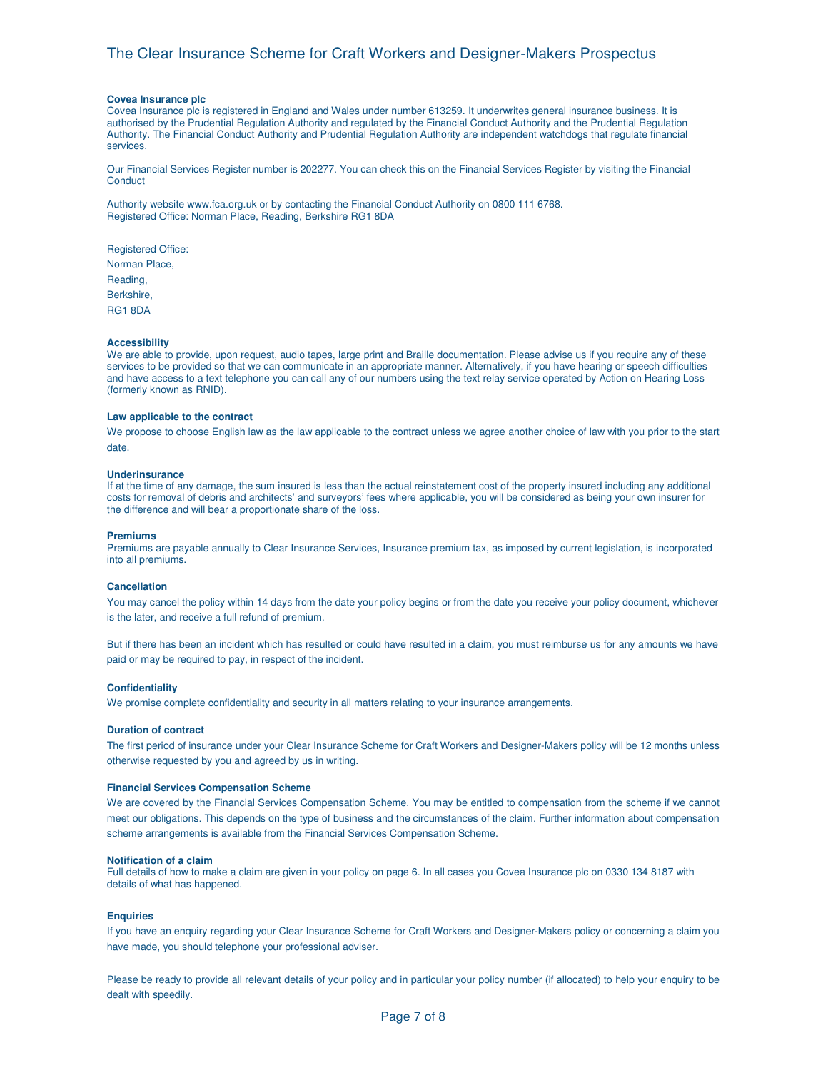**Covea Insurance plc**
Covea Insurance plc is registered in England and Wales under number 613259. It underwrites general insurance business. It is authorised by the Prudential Regulation Authority and regulated by the Financial Conduct Authority and the Prudential Regulation Authority. The Financial Conduct Authority and Prudential Regulation Authority are independent watchdogs that regulate financial services.

Our Financial Services Register number is 202277. You can check this on the Financial Services Register by visiting the Financial Conduct

Authority website www.fca.org.uk or by contacting the Financial Conduct Authority on 0800 111 6768.
Registered Office: Norman Place, Reading, Berkshire RG1 8DA

Registered Office:
Norman Place,
Reading,
Berkshire,
RG1 8DA

**Accessibility**
We are able to provide, upon request, audio tapes, large print and Braille documentation. Please advise us if you require any of these services to be provided so that we can communicate in an appropriate manner. Alternatively, if you have hearing or speech difficulties and have access to a text telephone you can call any of our numbers using the text relay service operated by Action on Hearing Loss (formerly known as RNID).

**Law applicable to the contract**
We propose to choose English law as the law applicable to the contract unless we agree another choice of law with you prior to the start date.

**Underinsurance**
If at the time of any damage, the sum insured is less than the actual reinstatement cost of the property insured including any additional costs for removal of debris and architects' and surveyors' fees where applicable, you will be considered as being your own insurer for the difference and will bear a proportionate share of the loss.

**Premiums**
Premiums are payable annually to Clear Insurance Services, Insurance premium tax, as imposed by current legislation, is incorporated into all premiums.

**Cancellation**
You may cancel the policy within 14 days from the date your policy begins or from the date you receive your policy document, whichever is the later, and receive a full refund of premium.

But if there has been an incident which has resulted or could have resulted in a claim, you must reimburse us for any amounts we have paid or may be required to pay, in respect of the incident.

**Confidentiality**
We promise complete confidentiality and security in all matters relating to your insurance arrangements.

**Duration of contract**
The first period of insurance under your Clear Insurance Scheme for Craft Workers and Designer-Makers policy will be 12 months unless otherwise requested by you and agreed by us in writing.

**Financial Services Compensation Scheme**
We are covered by the Financial Services Compensation Scheme. You may be entitled to compensation from the scheme if we cannot meet our obligations. This depends on the type of business and the circumstances of the claim. Further information about compensation scheme arrangements is available from the Financial Services Compensation Scheme.

**Notification of a claim**
Full details of how to make a claim are given in your policy on page 6. In all cases you Covea Insurance plc on 0330 134 8187 with details of what has happened.

**Enquiries**
If you have an enquiry regarding your Clear Insurance Scheme for Craft Workers and Designer-Makers policy or concerning a claim you have made, you should telephone your professional adviser.

Please be ready to provide all relevant details of your policy and in particular your policy number (if allocated) to help your enquiry to be dealt with speedily.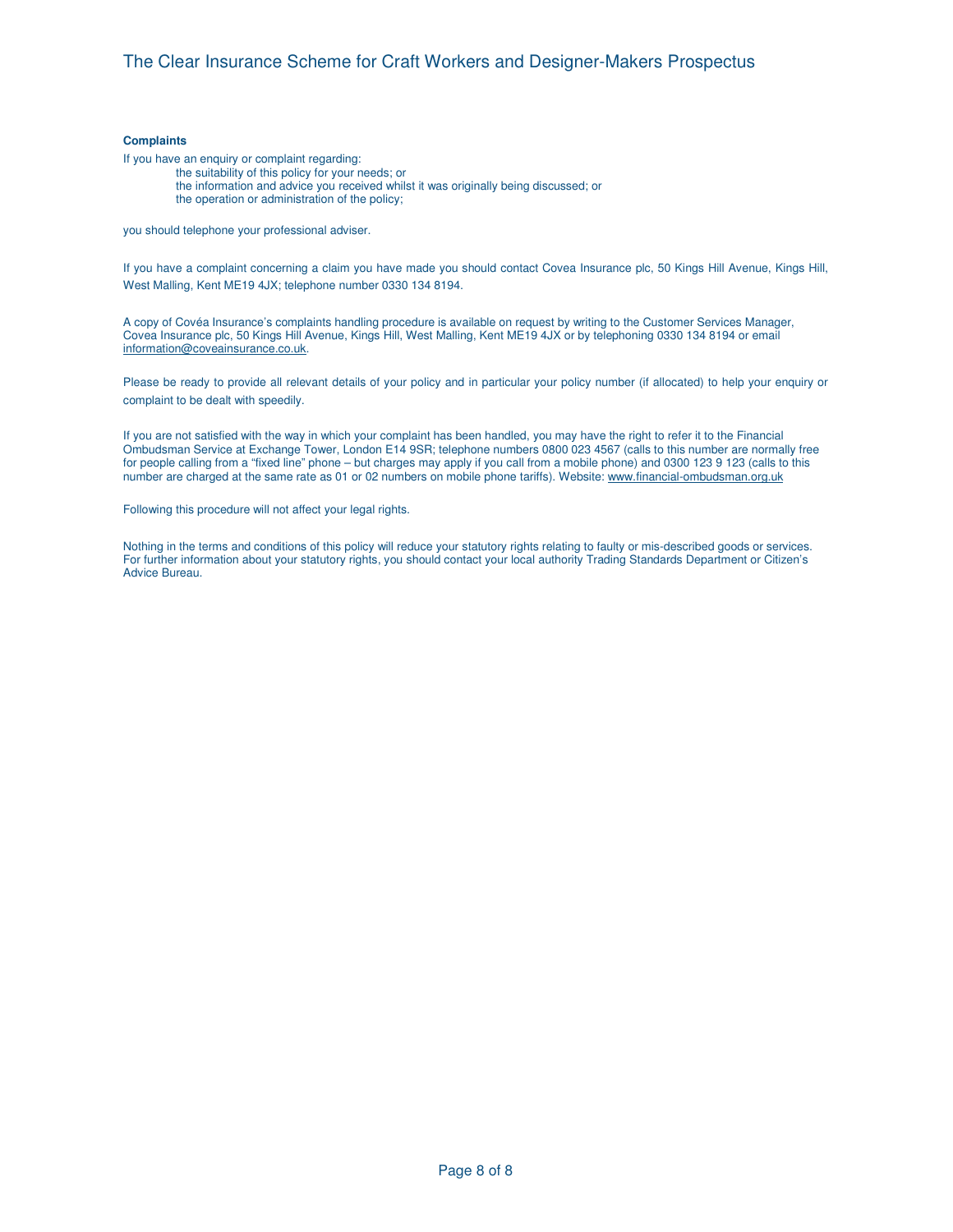**Complaints**

If you have an enquiry or complaint regarding:

- the suitability of this policy for your needs; or
- the information and advice you received whilst it was originally being discussed; or
- the operation or administration of the policy;

you should telephone your professional adviser.

If you have a complaint concerning a claim you have made you should contact Covea Insurance plc, 50 Kings Hill Avenue, Kings Hill, West Malling, Kent ME19 4JX; telephone number 0330 134 8194.

A copy of Covéa Insurance's complaints handling procedure is available on request by writing to the Customer Services Manager, Covea Insurance plc, 50 Kings Hill Avenue, Kings Hill, West Malling, Kent ME19 4JX or by telephoning 0330 134 8194 or email information@coveainsurance.co.uk.

Please be ready to provide all relevant details of your policy and in particular your policy number (if allocated) to help your enquiry or complaint to be dealt with speedily.

If you are not satisfied with the way in which your complaint has been handled, you may have the right to refer it to the Financial Ombudsman Service at Exchange Tower, London E14 9SR; telephone numbers 0800 023 4567 (calls to this number are normally free for people calling from a "fixed line" phone – but charges may apply if you call from a mobile phone) and 0300 123 9 123 (calls to this number are charged at the same rate as 01 or 02 numbers on mobile phone tariffs). Website: www.financial-ombudsman.org.uk

Following this procedure will not affect your legal rights.

Nothing in the terms and conditions of this policy will reduce your statutory rights relating to faulty or mis-described goods or services. For further information about your statutory rights, you should contact your local authority Trading Standards Department or Citizen's Advice Bureau.